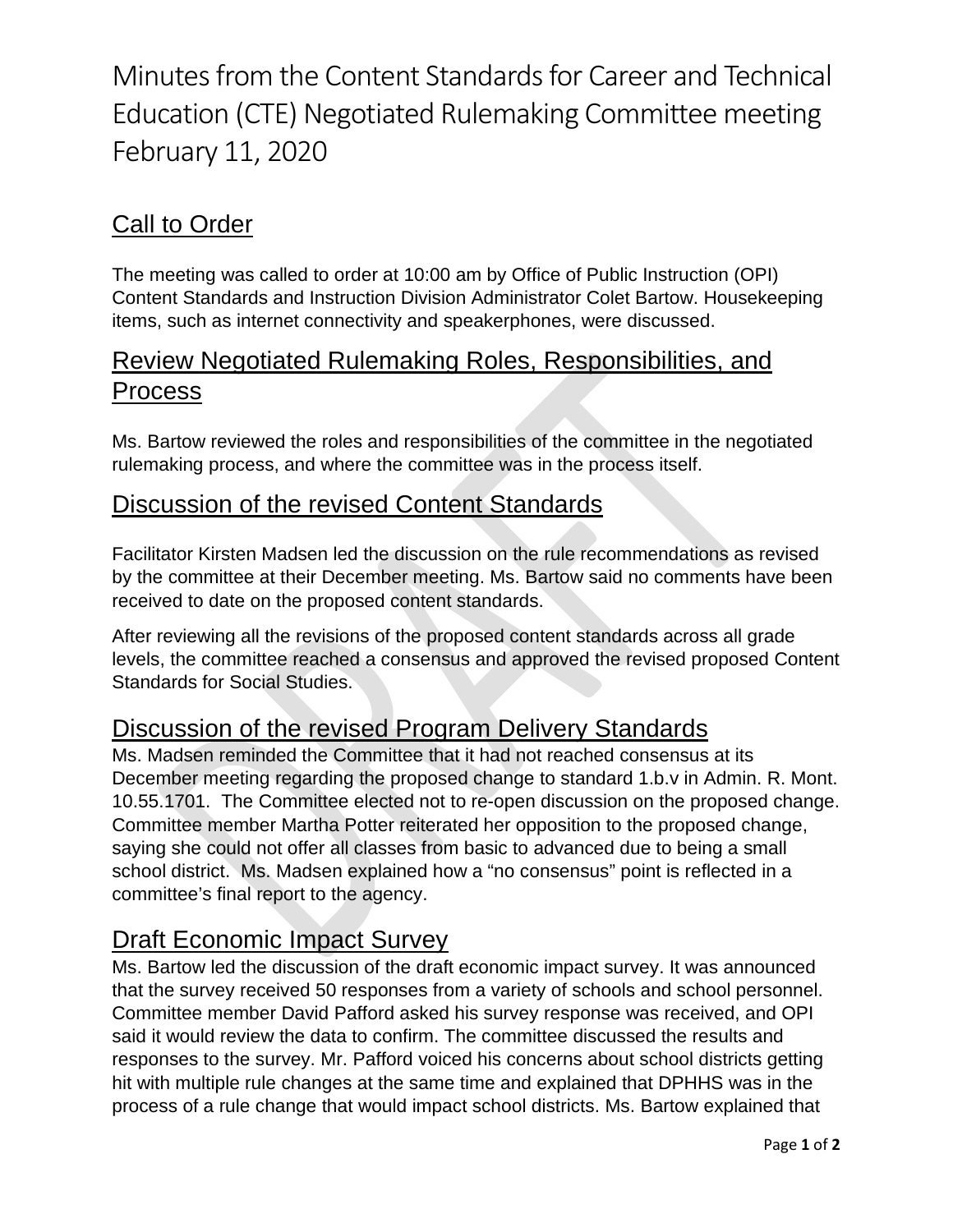# Minutes from the Content Standards for Career and Technical Education (CTE) Negotiated Rulemaking Committee meeting February 11, 2020

## Call to Order

The meeting was called to order at 10:00 am by Office of Public Instruction (OPI) Content Standards and Instruction Division Administrator Colet Bartow. Housekeeping items, such as internet connectivity and speakerphones, were discussed.

## Review Negotiated Rulemaking Roles, Responsibilities, and Process

Ms. Bartow reviewed the roles and responsibilities of the committee in the negotiated rulemaking process, and where the committee was in the process itself.

## Discussion of the revised Content Standards

Facilitator Kirsten Madsen led the discussion on the rule recommendations as revised by the committee at their December meeting. Ms. Bartow said no comments have been received to date on the proposed content standards.

After reviewing all the revisions of the proposed content standards across all grade levels, the committee reached a consensus and approved the revised proposed Content Standards for Social Studies.

## Discussion of the revised Program Delivery Standards

Ms. Madsen reminded the Committee that it had not reached consensus at its December meeting regarding the proposed change to standard 1.b.v in Admin. R. Mont. 10.55.1701. The Committee elected not to re-open discussion on the proposed change. Committee member Martha Potter reiterated her opposition to the proposed change, saying she could not offer all classes from basic to advanced due to being a small school district. Ms. Madsen explained how a "no consensus" point is reflected in a committee's final report to the agency.

## Draft Economic Impact Survey

Ms. Bartow led the discussion of the draft economic impact survey. It was announced that the survey received 50 responses from a variety of schools and school personnel. Committee member David Pafford asked his survey response was received, and OPI said it would review the data to confirm. The committee discussed the results and responses to the survey. Mr. Pafford voiced his concerns about school districts getting hit with multiple rule changes at the same time and explained that DPHHS was in the process of a rule change that would impact school districts. Ms. Bartow explained that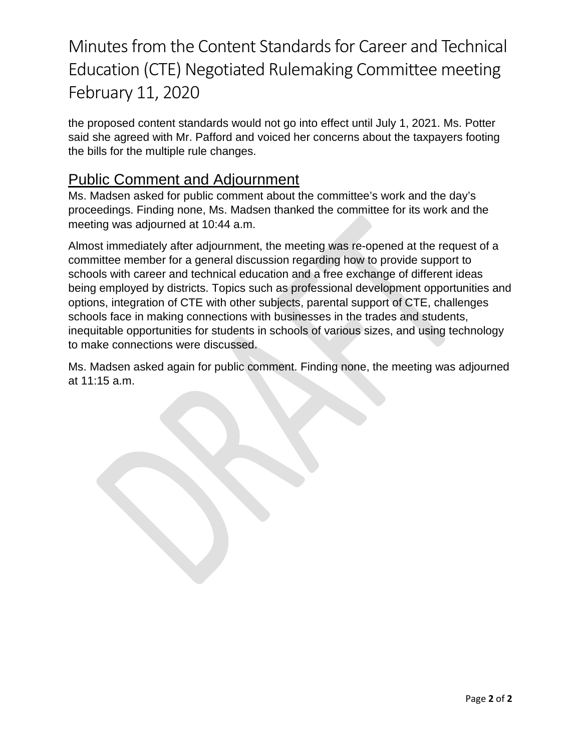the proposed content standards would not go into effect until July 1, 2021. Ms. Potter said she agreed with Mr. Pafford and voiced her concerns about the taxpayers footing the bills for the multiple rule changes.

## Public Comment and Adjournment

Ms. Madsen asked for public comment about the committee's work and the day's proceedings. Finding none, Ms. Madsen thanked the committee for its work and the meeting was adjourned at 10:44 a.m.

Almost immediately after adjournment, the meeting was re-opened at the request of a committee member for a general discussion regarding how to provide support to schools with career and technical education and a free exchange of different ideas being employed by districts. Topics such as professional development opportunities and options, integration of CTE with other subjects, parental support of CTE, challenges schools face in making connections with businesses in the trades and students, inequitable opportunities for students in schools of various sizes, and using technology to make connections were discussed.

Ms. Madsen asked again for public comment. Finding none, the meeting was adjourned at 11:15 a.m.